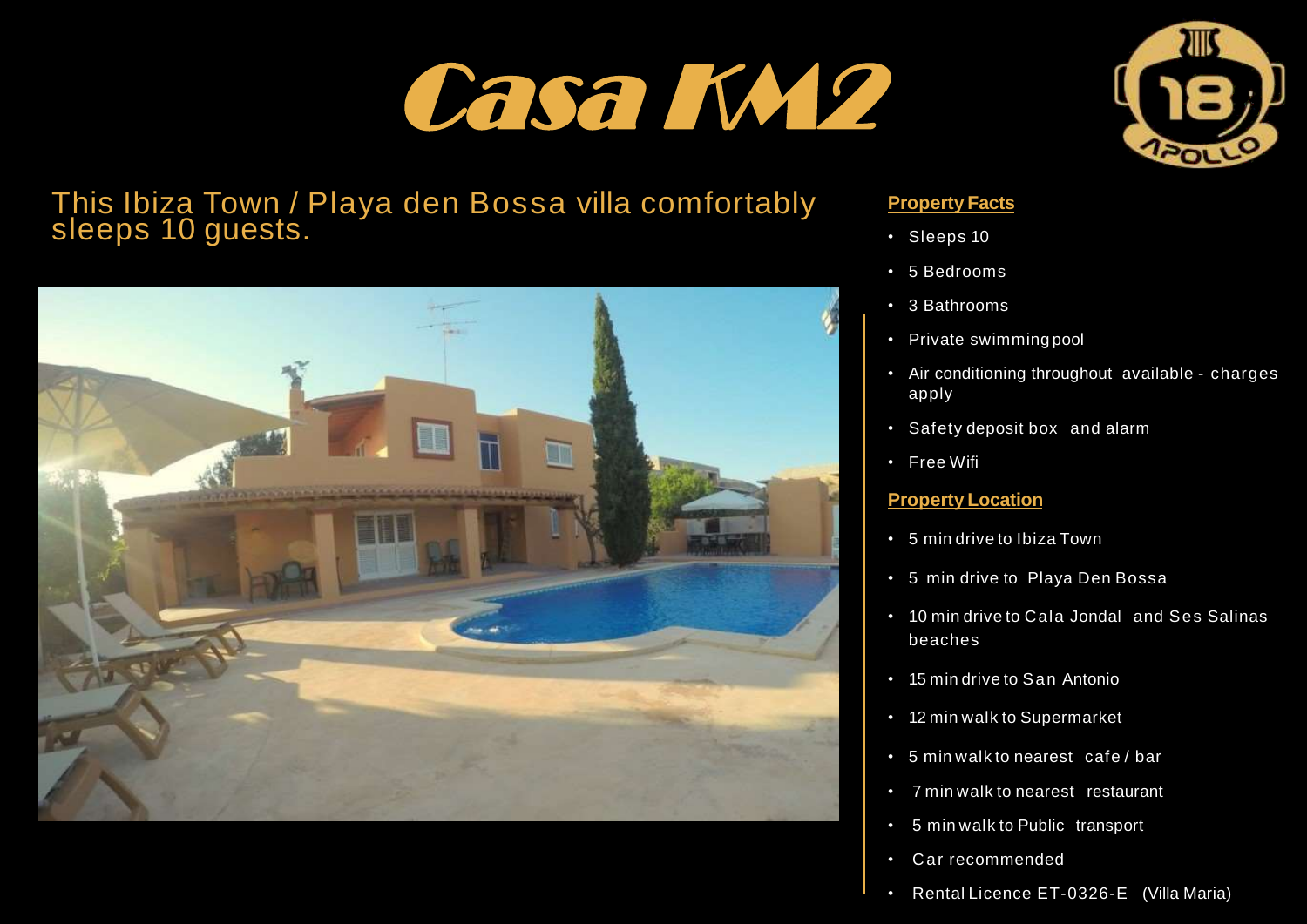# Casa KM2

This Ibiza Town / Playa den Bossa villa comfortably sleeps 10 guests.

## Property Facts

- Sleeps 10
- 5 Bedrooms
- 3 Bathrooms
- Private swimming pool
- Air conditioning throughout available - charges apply
- Safety deposit box and alarm
- Free Wifi

## Property Location

- 5 min drive to Ibiza Town
- 5 min drive to Playa Den Bossa
- 10 min drive to Cala Jondal and Ses Salinas beaches
- 15 min drive to San Antonio
- 12 min walk to Supermarket
- 5 min walk to nearest cafe / bar
- 7 min walk to nearest restaurant
- 5 min walk to Public transport
- Car recommended
- Rental Licence ET-0326-E (Villa Maria)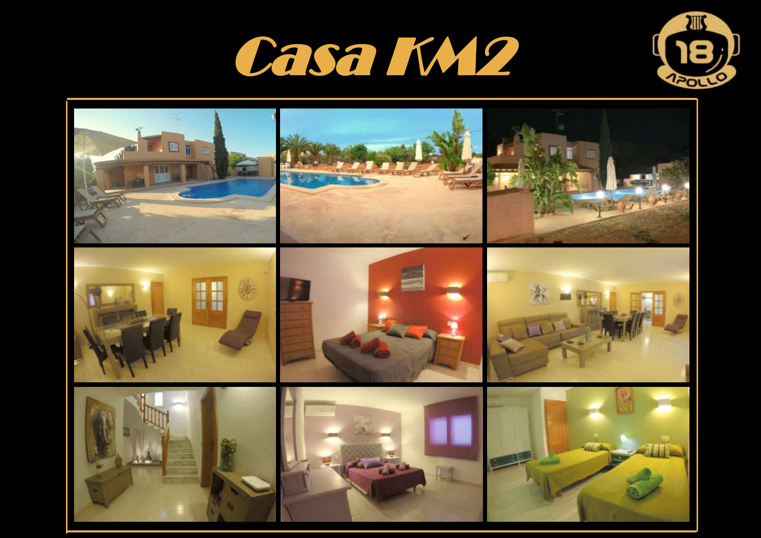# Casa KM2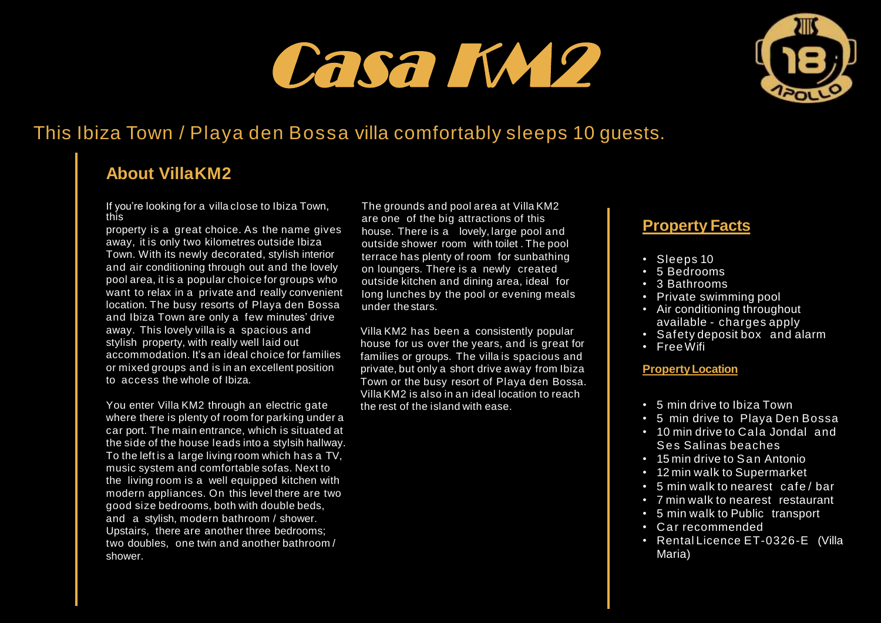# Casa KM2

## This Ibiza Town / Playa den Bossa villa comfortably sleeps 10 guests.

### About VillaKM2

If you're looking for a villa close to Ibiza Town, this property is a great choice. As the name gives away, it is only two kilometres outside Ibiza Town. With its newly decorated, stylish interior and air conditioning through out and the lovely pool area, it is a popular choice for groups who want to relax in a private and really convenient location. The busy resorts of Playa den Bossa and Ibiza Town are only a few minutes' drive away. This lovely villa is a spacious and stylish property, with really well laid out accommodation. It's an ideal choice for families or mixed groups and is in an excellent position to access the whole of Ibiza.

You enter Villa KM2 through an electric gate where there is plenty of room for parking under a car port. The main entrance, which is situated at the side of the house leads into a stylsih hallway. To the left is a large living room which has a TV, music system and comfortable sofas. Next to the living room is a well equipped kitchen with modern appliances. On this level there are two good size bedrooms, both with double beds, and a stylish, modern bathroom / shower. Upstairs, there are another three bedrooms; two doubles, one twin and another bathroom / shower.

The grounds and pool area at Villa KM2 are one of the big attractions of this house. There is a lovely, large pool and outside shower room with toilet . The pool terrace has plenty of room for sunbathing on loungers. There is a newly created outside kitchen and dining area, ideal for long lunches by the pool or evening meals under the stars.

Villa KM2 has been a consistently popular house for us over the years, and is great for families or groups. The villa is spacious and private, but only a short drive away from Ibiza Town or the busy resort of Playa den Bossa. Villa KM2 is also in an ideal location to reach the rest of the island with ease.

### Property Facts

- Sleeps 10
- 5 Bedrooms
- 3 Bathrooms
- Private swimming pool
- Air conditioning throughout available - charges apply
- Safety deposit box and alarm
- Free Wifi

#### Property Location

- 5 min drive to Ibiza Town
- 5 min drive to Playa Den Bossa
- 10 min drive to Cala Jondal and Ses Salinas beaches
- 15 min drive to San Antonio
- 12 min walk to Supermarket
- 5 min walk to nearest cafe / bar
- 7 min walk to nearest restaurant
- 5 min walk to Public transport
- Car recommended
- Rental Licence ET-0326-E (Villa Maria)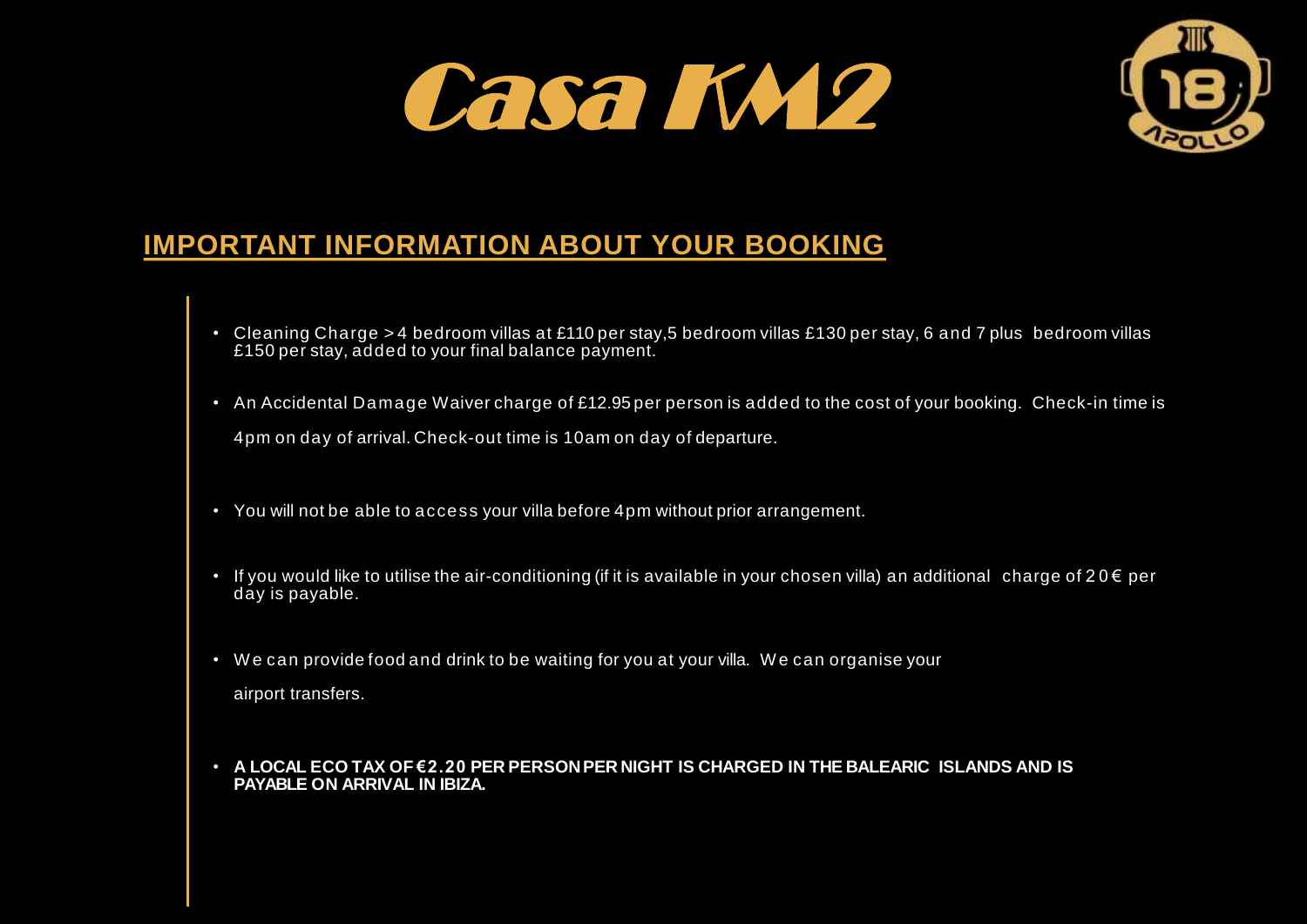# Casa KM2

## IMPORTANT INFORMATION ABOUT YOUR BOOKING

- Cleaning Charge > 4 bedroom villas at £110 per stay,5 bedroom villas £130 per stay, 6 and 7 plus bedroom villas £150 per stay, added to your final balance payment.
- An Accidental Damage Waiver charge of £12.95 per person is added to the cost of your booking. Check-in time is 4pm on day of arrival. Check-out time is 10am on day of departure.
- You will not be able to access your villa before 4pm without prior arrangement.
- If you would like to utilise the air-conditioning (if it is available in your chosen villa) an additional charge of 20€ per day is payable.
- We can provide food and drink to be waiting for you at your villa. We can organise your airport transfers.
- **A LOCAL ECO TAX OF €2.20 PER PERSON PER NIGHT IS CHARGED IN THE BALEARIC ISLANDS AND IS PAYABLE ON ARRIVAL IN IBIZA.**